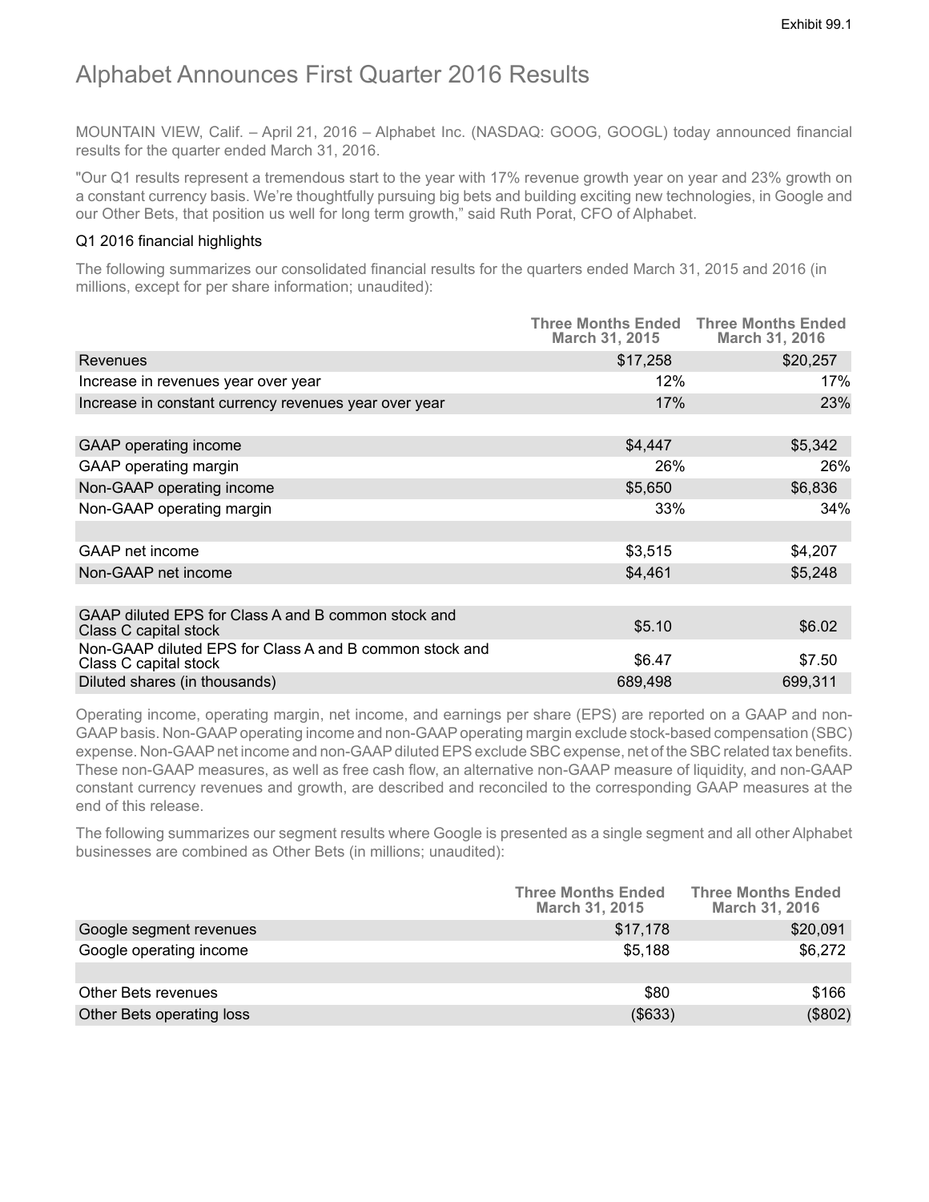Exhibit 99.1

# Alphabet Announces First Quarter 2016 Results

MOUNTAIN VIEW, Calif. – April 21, 2016 – Alphabet Inc. (NASDAQ: GOOG, GOOGL) today announced financial results for the quarter ended March 31, 2016.

"Our Q1 results represent a tremendous start to the year with 17% revenue growth year on year and 23% growth on a constant currency basis. We're thoughtfully pursuing big bets and building exciting new technologies, in Google and our Other Bets, that position us well for long term growth," said Ruth Porat, CFO of Alphabet.

## Q1 2016 financial highlights

The following summarizes our consolidated financial results for the quarters ended March 31, 2015 and 2016 (in millions, except for per share information; unaudited):

| | Three Months Ended March 31, 2015 | Three Months Ended March 31, 2016 |
|---|---|---|
| Revenues | $17,258 | $20,257 |
| Increase in revenues year over year | 12% | 17% |
| Increase in constant currency revenues year over year | 17% | 23% |
| | | |
| GAAP operating income | $4,447 | $5,342 |
| GAAP operating margin | 26% | 26% |
| Non-GAAP operating income | $5,650 | $6,836 |
| Non-GAAP operating margin | 33% | 34% |
| | | |
| GAAP net income | $3,515 | $4,207 |
| Non-GAAP net income | $4,461 | $5,248 |
| | | |
| GAAP diluted EPS for Class A and B common stock and Class C capital stock | $5.10 | $6.02 |
| Non-GAAP diluted EPS for Class A and B common stock and Class C capital stock | $6.47 | $7.50 |
| Diluted shares (in thousands) | 689,498 | 699,311 |

Operating income, operating margin, net income, and earnings per share (EPS) are reported on a GAAP and non-GAAP basis. Non-GAAP operating income and non-GAAP operating margin exclude stock-based compensation (SBC) expense. Non-GAAP net income and non-GAAP diluted EPS exclude SBC expense, net of the SBC related tax benefits. These non-GAAP measures, as well as free cash flow, an alternative non-GAAP measure of liquidity, and non-GAAP constant currency revenues and growth, are described and reconciled to the corresponding GAAP measures at the end of this release.

The following summarizes our segment results where Google is presented as a single segment and all other Alphabet businesses are combined as Other Bets (in millions; unaudited):

| | Three Months Ended March 31, 2015 | Three Months Ended March 31, 2016 |
|---|---|---|
| Google segment revenues | $17,178 | $20,091 |
| Google operating income | $5,188 | $6,272 |
| | | |
| Other Bets revenues | $80 | $166 |
| Other Bets operating loss | ($633) | ($802) |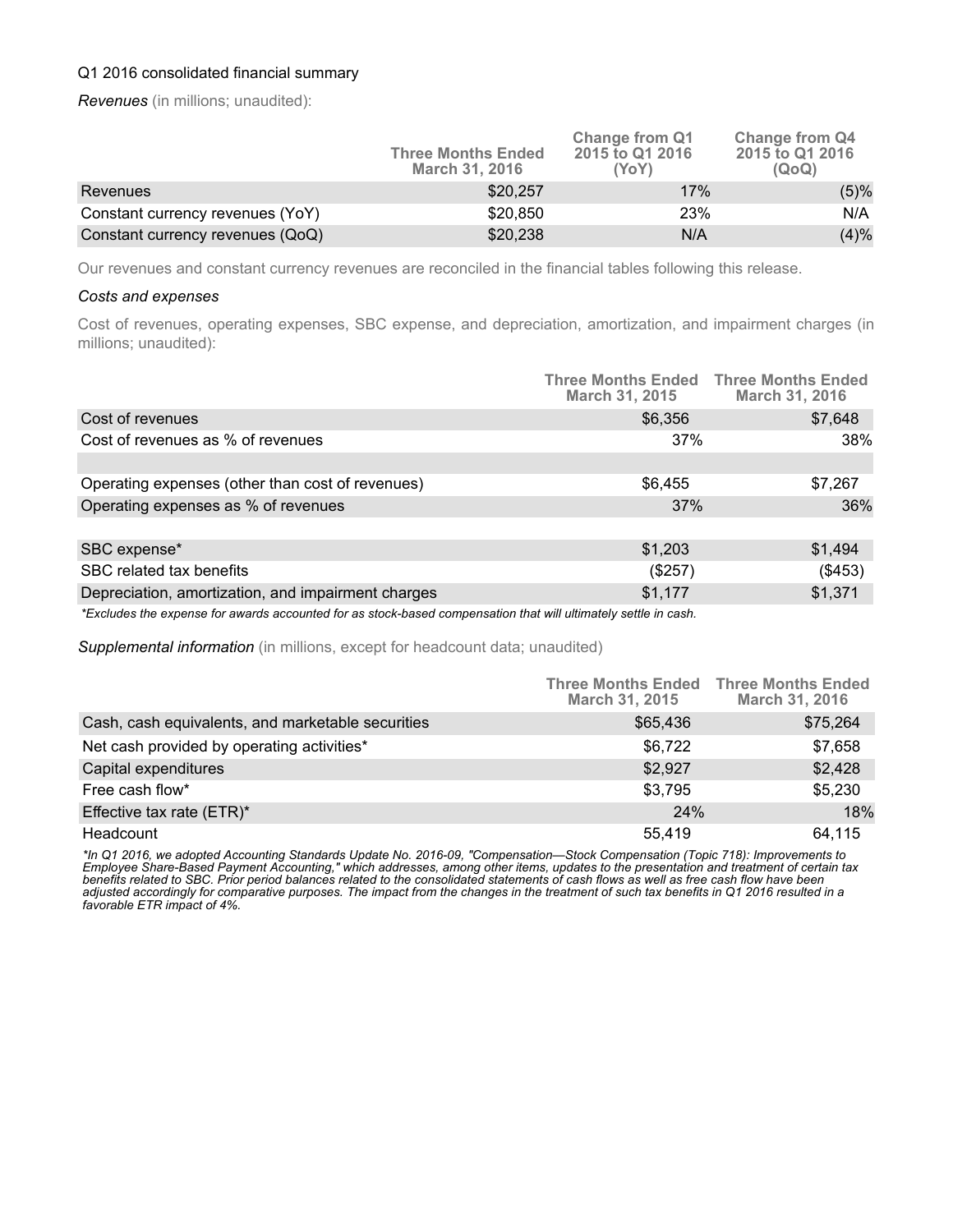Q1 2016 consolidated financial summary

*Revenues* (in millions; unaudited):

| | Three Months Ended March 31, 2016 | Change from Q1 2015 to Q1 2016 (YoY) | Change from Q4 2015 to Q1 2016 (QoQ) |
|---|---|---|---|
| Revenues | $20,257 | 17% | (5)% |
| Constant currency revenues (YoY) | $20,850 | 23% | N/A |
| Constant currency revenues (QoQ) | $20,238 | N/A | (4)% |

Our revenues and constant currency revenues are reconciled in the financial tables following this release.

*Costs and expenses*

Cost of revenues, operating expenses, SBC expense, and depreciation, amortization, and impairment charges (in millions; unaudited):

| | Three Months Ended March 31, 2015 | Three Months Ended March 31, 2016 |
|---|---|---|
| Cost of revenues | $6,356 | $7,648 |
| Cost of revenues as % of revenues | 37% | 38% |
| | | |
| Operating expenses (other than cost of revenues) | $6,455 | $7,267 |
| Operating expenses as % of revenues | 37% | 36% |
| | | |
| SBC expense* | $1,203 | $1,494 |
| SBC related tax benefits | ($257) | ($453) |
| Depreciation, amortization, and impairment charges | $1,177 | $1,371 |

*\*Excludes the expense for awards accounted for as stock-based compensation that will ultimately settle in cash.*

*Supplemental information* (in millions, except for headcount data; unaudited)

| | Three Months Ended March 31, 2015 | Three Months Ended March 31, 2016 |
|---|---|---|
| Cash, cash equivalents, and marketable securities | $65,436 | $75,264 |
| Net cash provided by operating activities* | $6,722 | $7,658 |
| Capital expenditures | $2,927 | $2,428 |
| Free cash flow* | $3,795 | $5,230 |
| Effective tax rate (ETR)* | 24% | 18% |
| Headcount | 55,419 | 64,115 |

*\*In Q1 2016, we adopted Accounting Standards Update No. 2016-09, "Compensation—Stock Compensation (Topic 718): Improvements to Employee Share-Based Payment Accounting," which addresses, among other items, updates to the presentation and treatment of certain tax benefits related to SBC. Prior period balances related to the consolidated statements of cash flows as well as free cash flow have been adjusted accordingly for comparative purposes. The impact from the changes in the treatment of such tax benefits in Q1 2016 resulted in a favorable ETR impact of 4%.*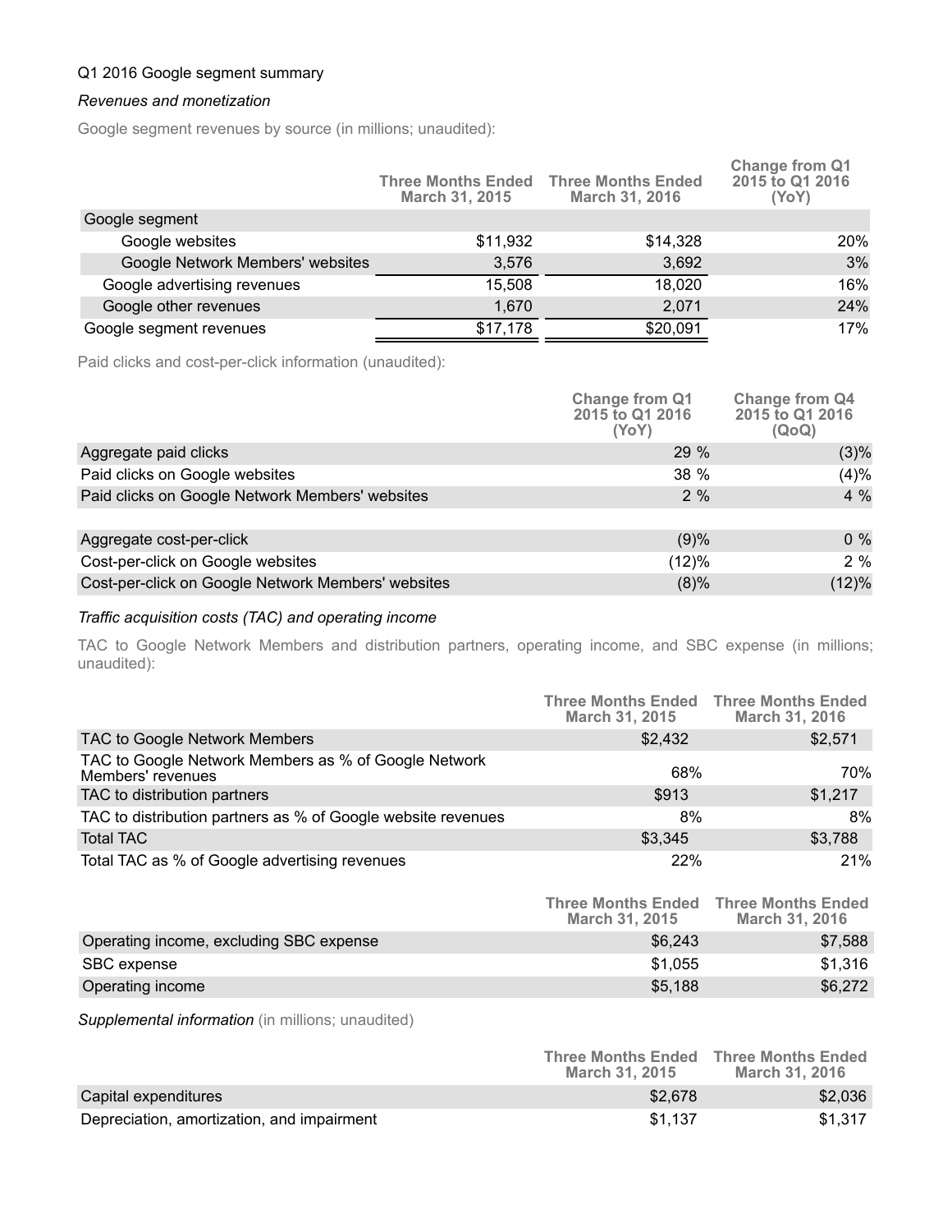Q1 2016 Google segment summary

*Revenues and monetization*

Google segment revenues by source (in millions; unaudited):

| | Three Months Ended March 31, 2015 | Three Months Ended March 31, 2016 | Change from Q1 2015 to Q1 2016 (YoY) |
|---|---|---|---|
| Google segment | | | |
| Google websites | $11,932 | $14,328 | 20% |
| Google Network Members' websites | 3,576 | 3,692 | 3% |
| Google advertising revenues | 15,508 | 18,020 | 16% |
| Google other revenues | 1,670 | 2,071 | 24% |
| Google segment revenues | $17,178 | $20,091 | 17% |

Paid clicks and cost-per-click information (unaudited):

| | Change from Q1 2015 to Q1 2016 (YoY) | Change from Q4 2015 to Q1 2016 (QoQ) |
|---|---|---|
| Aggregate paid clicks | 29 % | (3)% |
| Paid clicks on Google websites | 38 % | (4)% |
| Paid clicks on Google Network Members' websites | 2 % | 4 % |
| | | |
| Aggregate cost-per-click | (9)% | 0 % |
| Cost-per-click on Google websites | (12)% | 2 % |
| Cost-per-click on Google Network Members' websites | (8)% | (12)% |

*Traffic acquisition costs (TAC) and operating income*

TAC to Google Network Members and distribution partners, operating income, and SBC expense (in millions; unaudited):

| | Three Months Ended March 31, 2015 | Three Months Ended March 31, 2016 |
|---|---|---|
| TAC to Google Network Members | $2,432 | $2,571 |
| TAC to Google Network Members as % of Google Network Members' revenues | 68% | 70% |
| TAC to distribution partners | $913 | $1,217 |
| TAC to distribution partners as % of Google website revenues | 8% | 8% |
| Total TAC | $3,345 | $3,788 |
| Total TAC as % of Google advertising revenues | 22% | 21% |

| | Three Months Ended March 31, 2015 | Three Months Ended March 31, 2016 |
|---|---|---|
| Operating income, excluding SBC expense | $6,243 | $7,588 |
| SBC expense | $1,055 | $1,316 |
| Operating income | $5,188 | $6,272 |

*Supplemental information* (in millions; unaudited)

| | Three Months Ended March 31, 2015 | Three Months Ended March 31, 2016 |
|---|---|---|
| Capital expenditures | $2,678 | $2,036 |
| Depreciation, amortization, and impairment | $1,137 | $1,317 |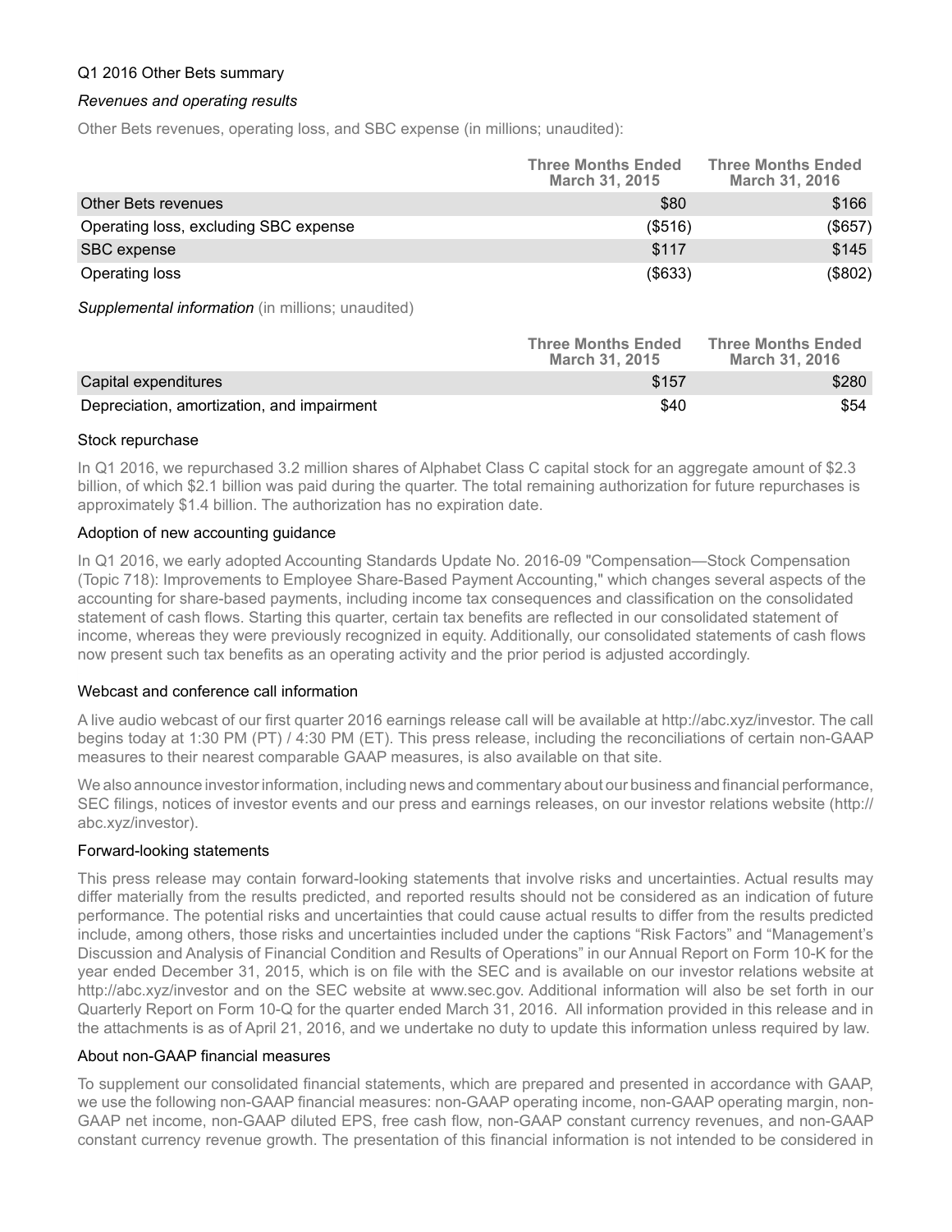## Q1 2016 Other Bets summary

*Revenues and operating results*

Other Bets revenues, operating loss, and SBC expense (in millions; unaudited):

| | Three Months Ended March 31, 2015 | Three Months Ended March 31, 2016 |
|---|---|---|
| Other Bets revenues | $80 | $166 |
| Operating loss, excluding SBC expense | ($516) | ($657) |
| SBC expense | $117 | $145 |
| Operating loss | ($633) | ($802) |

*Supplemental information* (in millions; unaudited)

| | Three Months Ended March 31, 2015 | Three Months Ended March 31, 2016 |
|---|---|---|
| Capital expenditures | $157 | $280 |
| Depreciation, amortization, and impairment | $40 | $54 |

## Stock repurchase

In Q1 2016, we repurchased 3.2 million shares of Alphabet Class C capital stock for an aggregate amount of $2.3 billion, of which $2.1 billion was paid during the quarter. The total remaining authorization for future repurchases is approximately $1.4 billion. The authorization has no expiration date.

## Adoption of new accounting guidance

In Q1 2016, we early adopted Accounting Standards Update No. 2016-09 "Compensation—Stock Compensation (Topic 718): Improvements to Employee Share-Based Payment Accounting," which changes several aspects of the accounting for share-based payments, including income tax consequences and classification on the consolidated statement of cash flows. Starting this quarter, certain tax benefits are reflected in our consolidated statement of income, whereas they were previously recognized in equity. Additionally, our consolidated statements of cash flows now present such tax benefits as an operating activity and the prior period is adjusted accordingly.

## Webcast and conference call information

A live audio webcast of our first quarter 2016 earnings release call will be available at http://abc.xyz/investor. The call begins today at 1:30 PM (PT) / 4:30 PM (ET). This press release, including the reconciliations of certain non-GAAP measures to their nearest comparable GAAP measures, is also available on that site.

We also announce investor information, including news and commentary about our business and financial performance, SEC filings, notices of investor events and our press and earnings releases, on our investor relations website (http://abc.xyz/investor).

## Forward-looking statements

This press release may contain forward-looking statements that involve risks and uncertainties. Actual results may differ materially from the results predicted, and reported results should not be considered as an indication of future performance. The potential risks and uncertainties that could cause actual results to differ from the results predicted include, among others, those risks and uncertainties included under the captions "Risk Factors" and "Management's Discussion and Analysis of Financial Condition and Results of Operations" in our Annual Report on Form 10-K for the year ended December 31, 2015, which is on file with the SEC and is available on our investor relations website at http://abc.xyz/investor and on the SEC website at www.sec.gov. Additional information will also be set forth in our Quarterly Report on Form 10-Q for the quarter ended March 31, 2016. All information provided in this release and in the attachments is as of April 21, 2016, and we undertake no duty to update this information unless required by law.

## About non-GAAP financial measures

To supplement our consolidated financial statements, which are prepared and presented in accordance with GAAP, we use the following non-GAAP financial measures: non-GAAP operating income, non-GAAP operating margin, non-GAAP net income, non-GAAP diluted EPS, free cash flow, non-GAAP constant currency revenues, and non-GAAP constant currency revenue growth. The presentation of this financial information is not intended to be considered in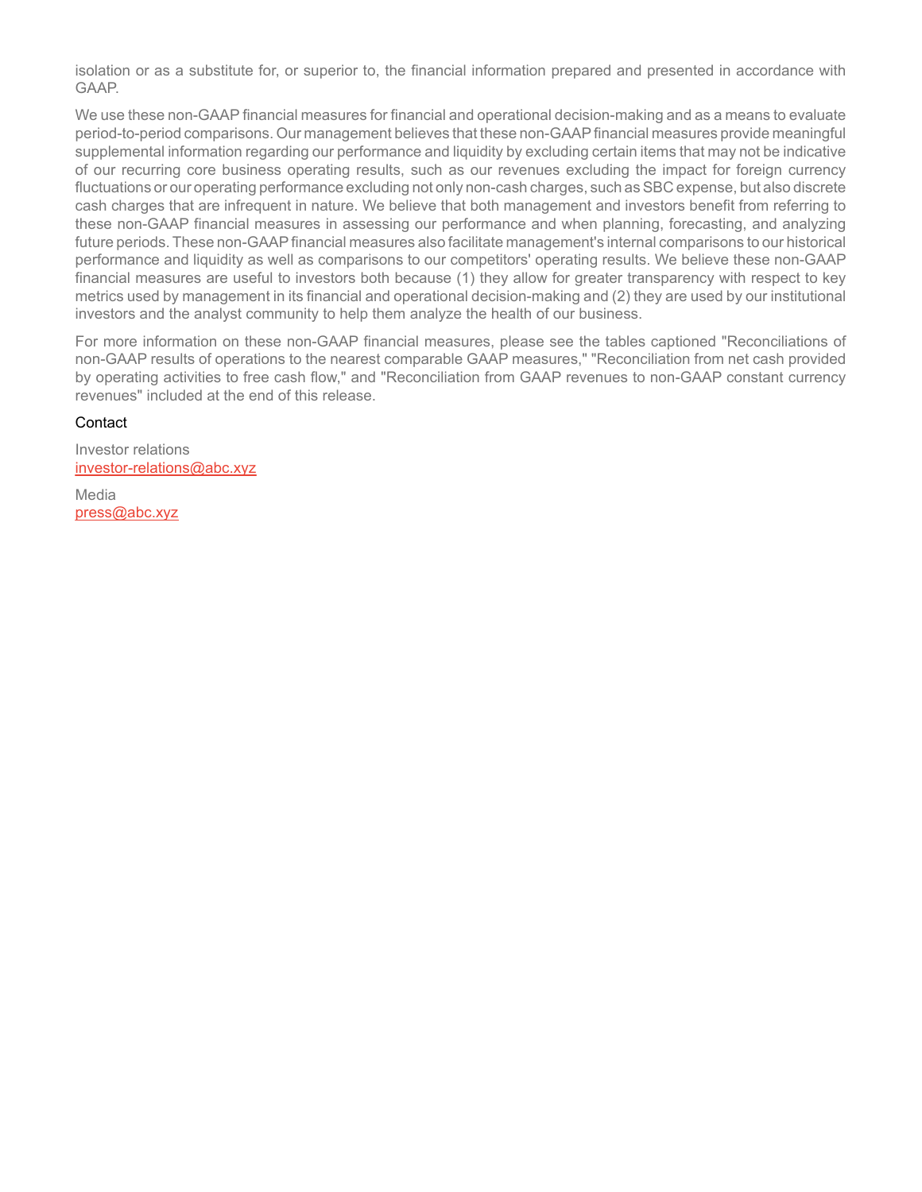isolation or as a substitute for, or superior to, the financial information prepared and presented in accordance with GAAP.

We use these non-GAAP financial measures for financial and operational decision-making and as a means to evaluate period-to-period comparisons. Our management believes that these non-GAAP financial measures provide meaningful supplemental information regarding our performance and liquidity by excluding certain items that may not be indicative of our recurring core business operating results, such as our revenues excluding the impact for foreign currency fluctuations or our operating performance excluding not only non-cash charges, such as SBC expense, but also discrete cash charges that are infrequent in nature. We believe that both management and investors benefit from referring to these non-GAAP financial measures in assessing our performance and when planning, forecasting, and analyzing future periods. These non-GAAP financial measures also facilitate management's internal comparisons to our historical performance and liquidity as well as comparisons to our competitors' operating results. We believe these non-GAAP financial measures are useful to investors both because (1) they allow for greater transparency with respect to key metrics used by management in its financial and operational decision-making and (2) they are used by our institutional investors and the analyst community to help them analyze the health of our business.

For more information on these non-GAAP financial measures, please see the tables captioned "Reconciliations of non-GAAP results of operations to the nearest comparable GAAP measures," "Reconciliation from net cash provided by operating activities to free cash flow," and "Reconciliation from GAAP revenues to non-GAAP constant currency revenues" included at the end of this release.

Contact

Investor relations
investor-relations@abc.xyz

Media
press@abc.xyz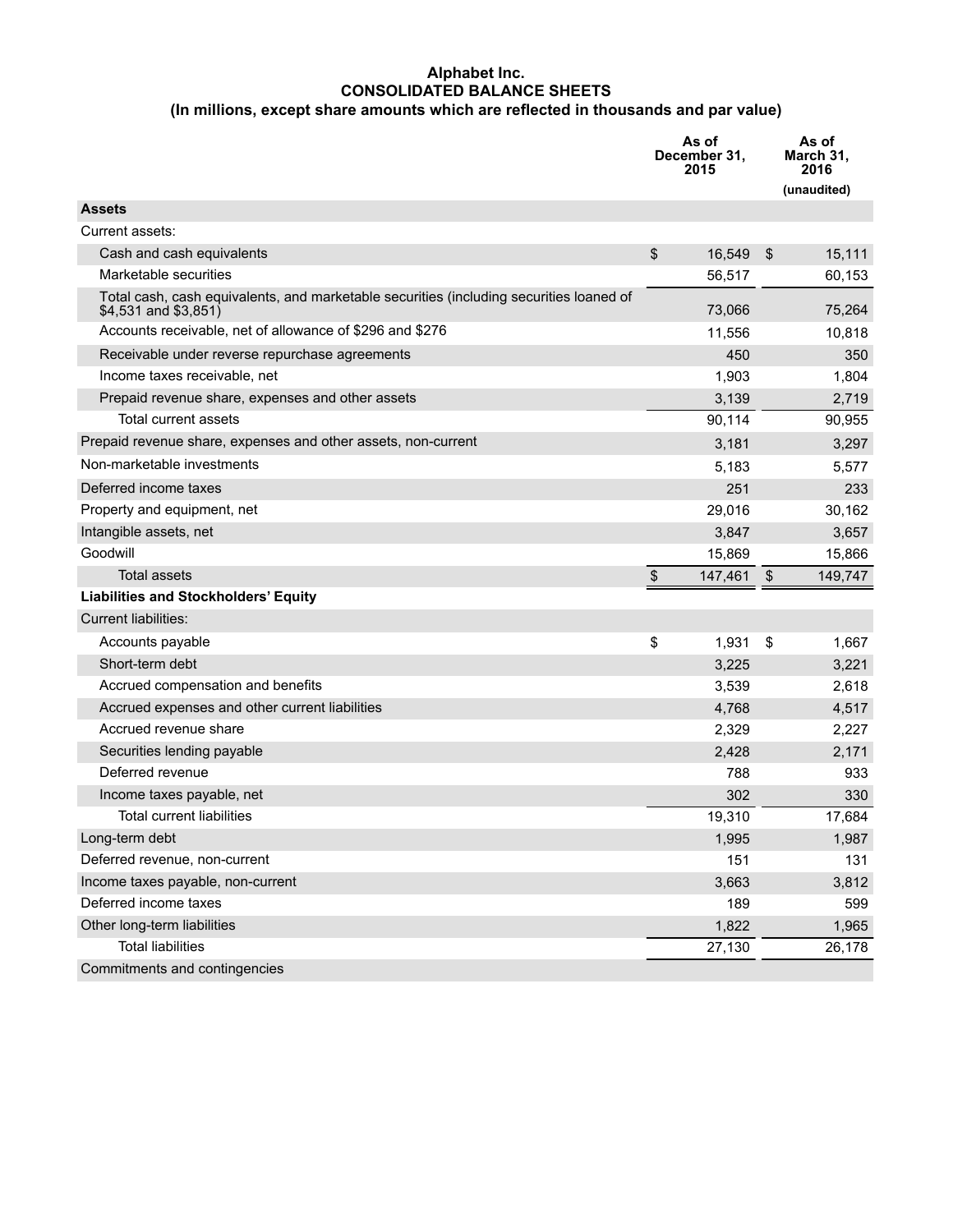# Alphabet Inc.
## CONSOLIDATED BALANCE SHEETS
### (In millions, except share amounts which are reflected in thousands and par value)

| | As of December 31, 2015 | As of March 31, 2016 (unaudited) |
|---|---|---|
| **Assets** | | |
| Current assets: | | |
| Cash and cash equivalents | $ 16,549 | $ 15,111 |
| Marketable securities | 56,517 | 60,153 |
| Total cash, cash equivalents, and marketable securities (including securities loaned of $4,531 and $3,851) | 73,066 | 75,264 |
| Accounts receivable, net of allowance of $296 and $276 | 11,556 | 10,818 |
| Receivable under reverse repurchase agreements | 450 | 350 |
| Income taxes receivable, net | 1,903 | 1,804 |
| Prepaid revenue share, expenses and other assets | 3,139 | 2,719 |
| Total current assets | 90,114 | 90,955 |
| Prepaid revenue share, expenses and other assets, non-current | 3,181 | 3,297 |
| Non-marketable investments | 5,183 | 5,577 |
| Deferred income taxes | 251 | 233 |
| Property and equipment, net | 29,016 | 30,162 |
| Intangible assets, net | 3,847 | 3,657 |
| Goodwill | 15,869 | 15,866 |
| Total assets | $ 147,461 | $ 149,747 |
| **Liabilities and Stockholders' Equity** | | |
| Current liabilities: | | |
| Accounts payable | $ 1,931 | $ 1,667 |
| Short-term debt | 3,225 | 3,221 |
| Accrued compensation and benefits | 3,539 | 2,618 |
| Accrued expenses and other current liabilities | 4,768 | 4,517 |
| Accrued revenue share | 2,329 | 2,227 |
| Securities lending payable | 2,428 | 2,171 |
| Deferred revenue | 788 | 933 |
| Income taxes payable, net | 302 | 330 |
| Total current liabilities | 19,310 | 17,684 |
| Long-term debt | 1,995 | 1,987 |
| Deferred revenue, non-current | 151 | 131 |
| Income taxes payable, non-current | 3,663 | 3,812 |
| Deferred income taxes | 189 | 599 |
| Other long-term liabilities | 1,822 | 1,965 |
| Total liabilities | 27,130 | 26,178 |
| Commitments and contingencies | | |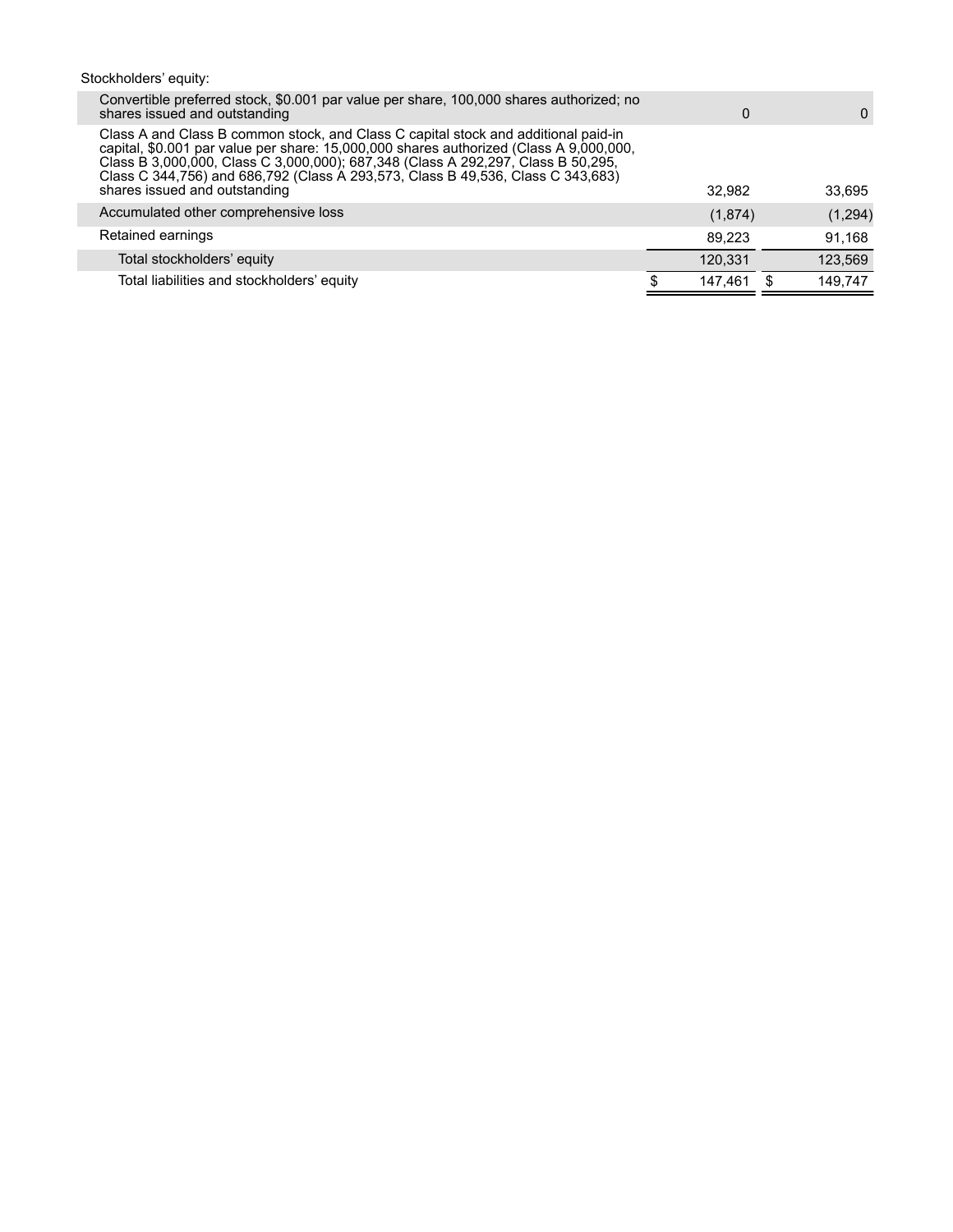| | | |
|---|---|---|
| Stockholders' equity: | | |
| Convertible preferred stock, $0.001 par value per share, 100,000 shares authorized; no shares issued and outstanding | 0 | 0 |
| Class A and Class B common stock, and Class C capital stock and additional paid-in capital, $0.001 par value per share: 15,000,000 shares authorized (Class A 9,000,000, Class B 3,000,000, Class C 3,000,000); 687,348 (Class A 292,297, Class B 50,295, Class C 344,756) and 686,792 (Class A 293,573, Class B 49,536, Class C 343,683) shares issued and outstanding | 32,982 | 33,695 |
| Accumulated other comprehensive loss | (1,874) | (1,294) |
| Retained earnings | 89,223 | 91,168 |
| Total stockholders' equity | 120,331 | 123,569 |
| Total liabilities and stockholders' equity | $ 147,461 | $ 149,747 |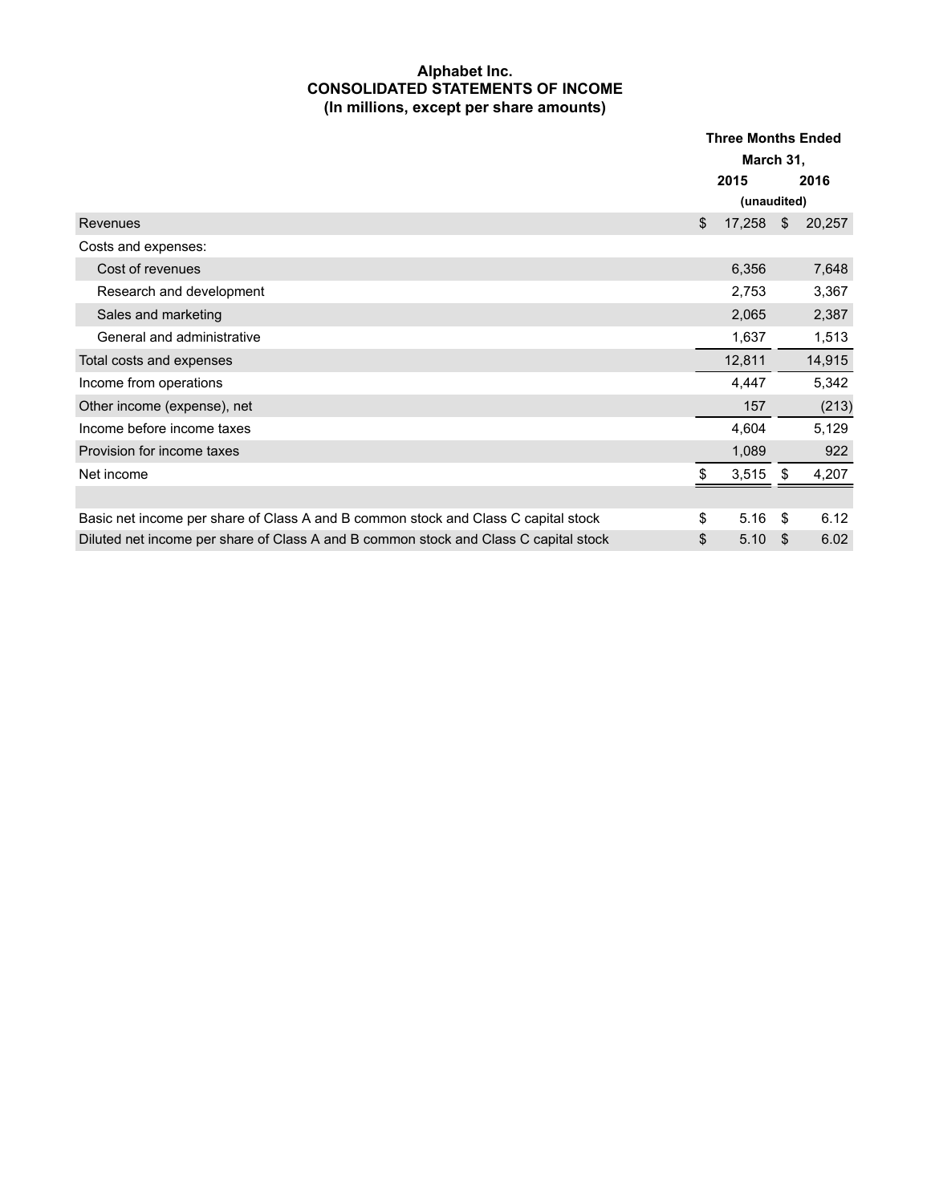**Alphabet Inc.**
**CONSOLIDATED STATEMENTS OF INCOME**
**(In millions, except per share amounts)**

| | Three Months Ended March 31, | |
|---|---|---|
| | 2015 | 2016 |
| | (unaudited) | |
| Revenues | $ 17,258 | $ 20,257 |
| Costs and expenses: | | |
| Cost of revenues | 6,356 | 7,648 |
| Research and development | 2,753 | 3,367 |
| Sales and marketing | 2,065 | 2,387 |
| General and administrative | 1,637 | 1,513 |
| Total costs and expenses | 12,811 | 14,915 |
| Income from operations | 4,447 | 5,342 |
| Other income (expense), net | 157 | (213) |
| Income before income taxes | 4,604 | 5,129 |
| Provision for income taxes | 1,089 | 922 |
| Net income | $ 3,515 | $ 4,207 |
| | | |
| Basic net income per share of Class A and B common stock and Class C capital stock | $ 5.16 | $ 6.12 |
| Diluted net income per share of Class A and B common stock and Class C capital stock | $ 5.10 | $ 6.02 |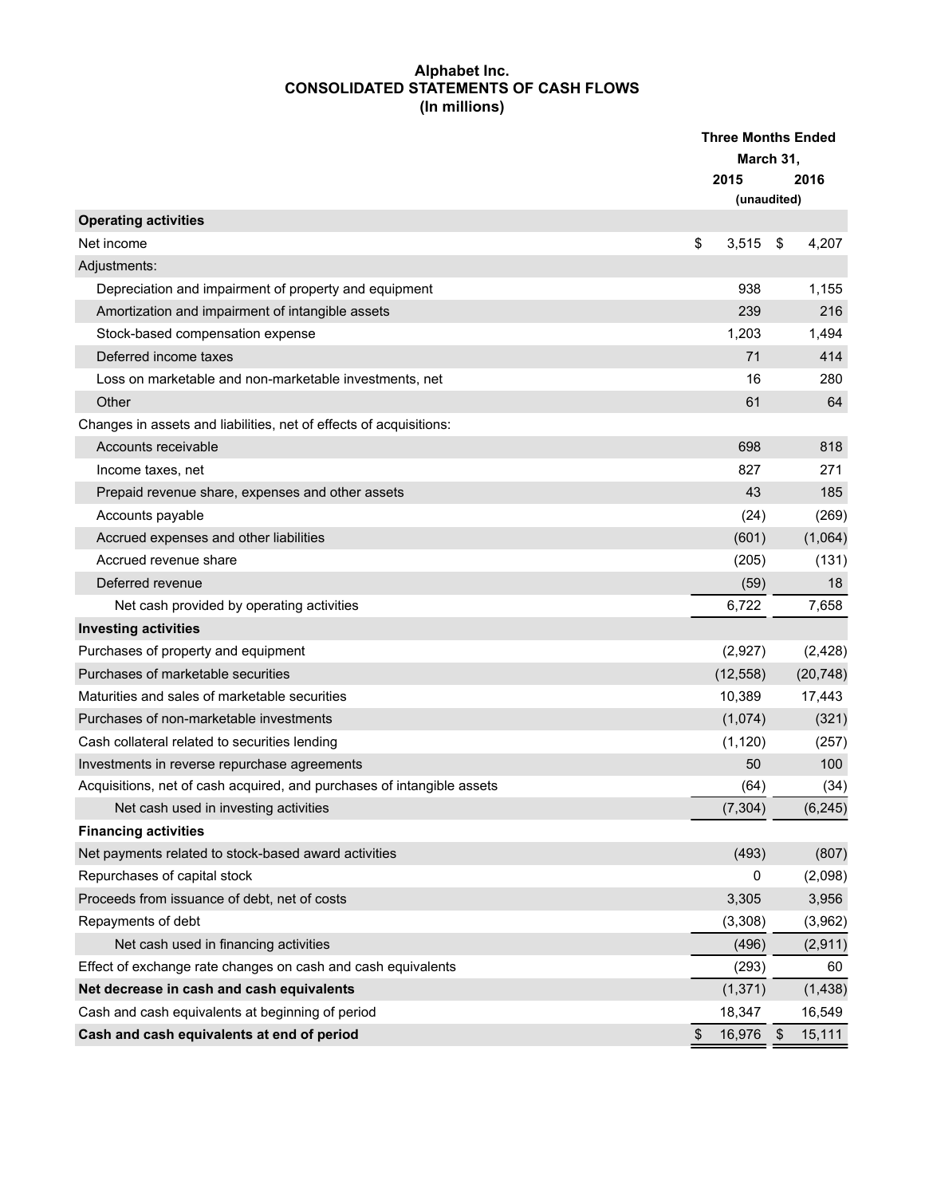**Alphabet Inc.**
**CONSOLIDATED STATEMENTS OF CASH FLOWS**
**(In millions)**

| | Three Months Ended March 31, | |
|---|---|---|
| | 2015 | 2016 |
| | (unaudited) | |
| **Operating activities** | | |
| Net income | $ 3,515 | $ 4,207 |
| Adjustments: | | |
| Depreciation and impairment of property and equipment | 938 | 1,155 |
| Amortization and impairment of intangible assets | 239 | 216 |
| Stock-based compensation expense | 1,203 | 1,494 |
| Deferred income taxes | 71 | 414 |
| Loss on marketable and non-marketable investments, net | 16 | 280 |
| Other | 61 | 64 |
| Changes in assets and liabilities, net of effects of acquisitions: | | |
| Accounts receivable | 698 | 818 |
| Income taxes, net | 827 | 271 |
| Prepaid revenue share, expenses and other assets | 43 | 185 |
| Accounts payable | (24) | (269) |
| Accrued expenses and other liabilities | (601) | (1,064) |
| Accrued revenue share | (205) | (131) |
| Deferred revenue | (59) | 18 |
| Net cash provided by operating activities | 6,722 | 7,658 |
| **Investing activities** | | |
| Purchases of property and equipment | (2,927) | (2,428) |
| Purchases of marketable securities | (12,558) | (20,748) |
| Maturities and sales of marketable securities | 10,389 | 17,443 |
| Purchases of non-marketable investments | (1,074) | (321) |
| Cash collateral related to securities lending | (1,120) | (257) |
| Investments in reverse repurchase agreements | 50 | 100 |
| Acquisitions, net of cash acquired, and purchases of intangible assets | (64) | (34) |
| Net cash used in investing activities | (7,304) | (6,245) |
| **Financing activities** | | |
| Net payments related to stock-based award activities | (493) | (807) |
| Repurchases of capital stock | 0 | (2,098) |
| Proceeds from issuance of debt, net of costs | 3,305 | 3,956 |
| Repayments of debt | (3,308) | (3,962) |
| Net cash used in financing activities | (496) | (2,911) |
| Effect of exchange rate changes on cash and cash equivalents | (293) | 60 |
| **Net decrease in cash and cash equivalents** | (1,371) | (1,438) |
| Cash and cash equivalents at beginning of period | 18,347 | 16,549 |
| **Cash and cash equivalents at end of period** | $ 16,976 | $ 15,111 |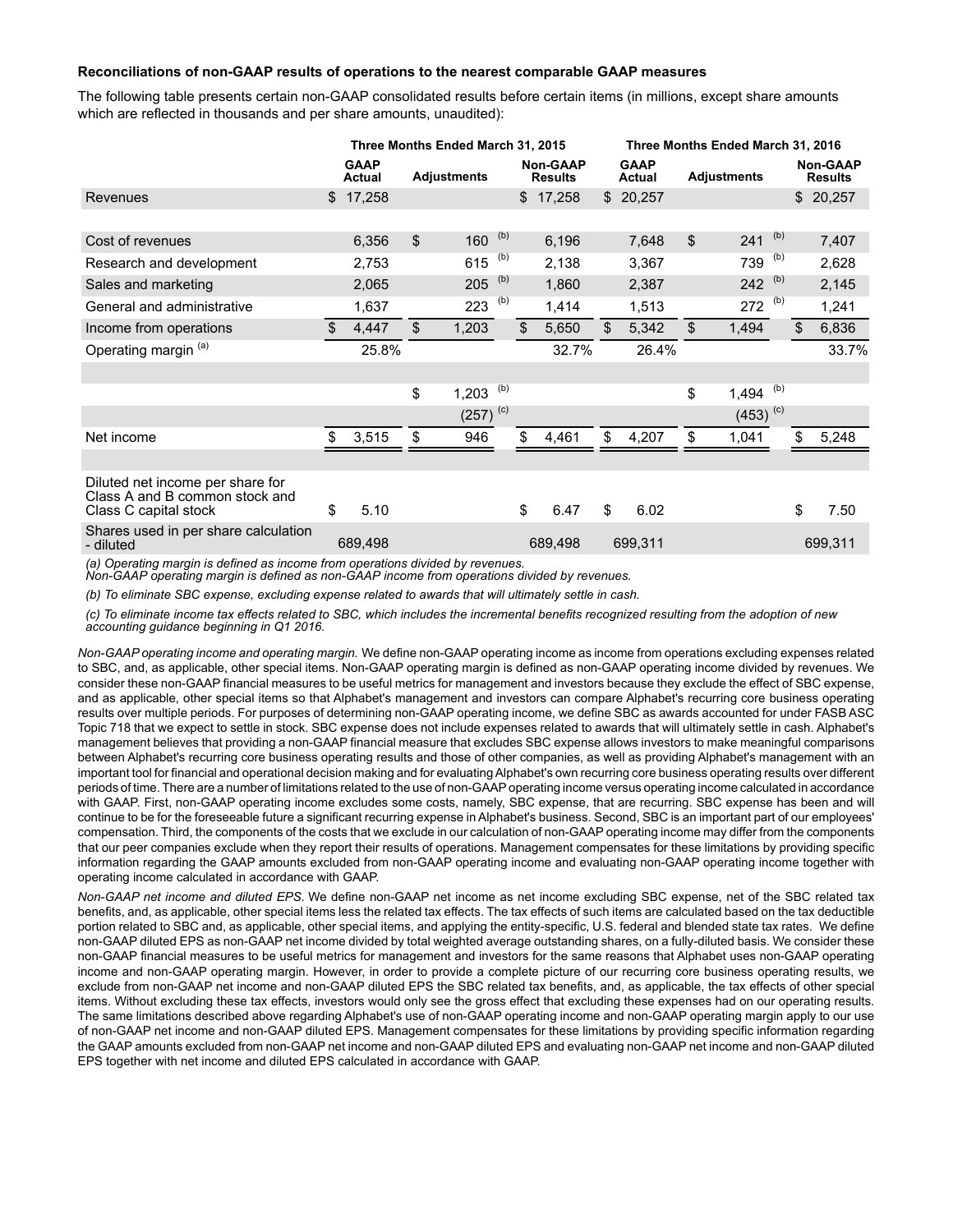**Reconciliations of non-GAAP results of operations to the nearest comparable GAAP measures**

The following table presents certain non-GAAP consolidated results before certain items (in millions, except share amounts which are reflected in thousands and per share amounts, unaudited):

| | Three Months Ended March 31, 2015 | | | Three Months Ended March 31, 2016 | | |
|---|---|---|---|---|---|---|
| | GAAP Actual | Adjustments | Non-GAAP Results | GAAP Actual | Adjustments | Non-GAAP Results |
| Revenues | $ 17,258 | | $ 17,258 | $ 20,257 | | $ 20,257 |
| Cost of revenues | 6,356 | $ 160 [(b)] | 6,196 | 7,648 | $ 241 [(b)] | 7,407 |
| Research and development | 2,753 | 615 [(b)] | 2,138 | 3,367 | 739 [(b)] | 2,628 |
| Sales and marketing | 2,065 | 205 [(b)] | 1,860 | 2,387 | 242 [(b)] | 2,145 |
| General and administrative | 1,637 | 223 [(b)] | 1,414 | 1,513 | 272 [(b)] | 1,241 |
| Income from operations | $ 4,447 | $ 1,203 | $ 5,650 | $ 5,342 | $ 1,494 | $ 6,836 |
| Operating margin [(a)] | 25.8% | | 32.7% | 26.4% | | 33.7% |
| | | $ 1,203 [(b)] | | | $ 1,494 [(b)] | |
| | | (257) [(c)] | | | (453) [(c)] | |
| Net income | $ 3,515 | $ 946 | $ 4,461 | $ 4,207 | $ 1,041 | $ 5,248 |
| Diluted net income per share for Class A and B common stock and Class C capital stock | $ 5.10 | | $ 6.47 | $ 6.02 | | $ 7.50 |
| Shares used in per share calculation - diluted | 689,498 | | 689,498 | 699,311 | | 699,311 |

*(a) Operating margin is defined as income from operations divided by revenues. Non-GAAP operating margin is defined as non-GAAP income from operations divided by revenues.*

*(b) To eliminate SBC expense, excluding expense related to awards that will ultimately settle in cash.*

*(c) To eliminate income tax effects related to SBC, which includes the incremental benefits recognized resulting from the adoption of new accounting guidance beginning in Q1 2016.*

*Non-GAAP operating income and operating margin.* We define non-GAAP operating income as income from operations excluding expenses related to SBC, and, as applicable, other special items. Non-GAAP operating margin is defined as non-GAAP operating income divided by revenues. We consider these non-GAAP financial measures to be useful metrics for management and investors because they exclude the effect of SBC expense, and as applicable, other special items so that Alphabet's management and investors can compare Alphabet's recurring core business operating results over multiple periods. For purposes of determining non-GAAP operating income, we define SBC as awards accounted for under FASB ASC Topic 718 that we expect to settle in stock. SBC expense does not include expenses related to awards that will ultimately settle in cash. Alphabet's management believes that providing a non-GAAP financial measure that excludes SBC expense allows investors to make meaningful comparisons between Alphabet's recurring core business operating results and those of other companies, as well as providing Alphabet's management with an important tool for financial and operational decision making and for evaluating Alphabet's own recurring core business operating results over different periods of time. There are a number of limitations related to the use of non-GAAP operating income versus operating income calculated in accordance with GAAP. First, non-GAAP operating income excludes some costs, namely, SBC expense, that are recurring. SBC expense has been and will continue to be for the foreseeable future a significant recurring expense in Alphabet's business. Second, SBC is an important part of our employees' compensation. Third, the components of the costs that we exclude in our calculation of non-GAAP operating income may differ from the components that our peer companies exclude when they report their results of operations. Management compensates for these limitations by providing specific information regarding the GAAP amounts excluded from non-GAAP operating income and evaluating non-GAAP operating income together with operating income calculated in accordance with GAAP.

*Non-GAAP net income and diluted EPS.* We define non-GAAP net income as net income excluding SBC expense, net of the SBC related tax benefits, and, as applicable, other special items less the related tax effects. The tax effects of such items are calculated based on the tax deductible portion related to SBC and, as applicable, other special items, and applying the entity-specific, U.S. federal and blended state tax rates. We define non-GAAP diluted EPS as non-GAAP net income divided by total weighted average outstanding shares, on a fully-diluted basis. We consider these non-GAAP financial measures to be useful metrics for management and investors for the same reasons that Alphabet uses non-GAAP operating income and non-GAAP operating margin. However, in order to provide a complete picture of our recurring core business operating results, we exclude from non-GAAP net income and non-GAAP diluted EPS the SBC related tax benefits, and, as applicable, the tax effects of other special items. Without excluding these tax effects, investors would only see the gross effect that excluding these expenses had on our operating results. The same limitations described above regarding Alphabet's use of non-GAAP operating income and non-GAAP operating margin apply to our use of non-GAAP net income and non-GAAP diluted EPS. Management compensates for these limitations by providing specific information regarding the GAAP amounts excluded from non-GAAP net income and non-GAAP diluted EPS and evaluating non-GAAP net income and non-GAAP diluted EPS together with net income and diluted EPS calculated in accordance with GAAP.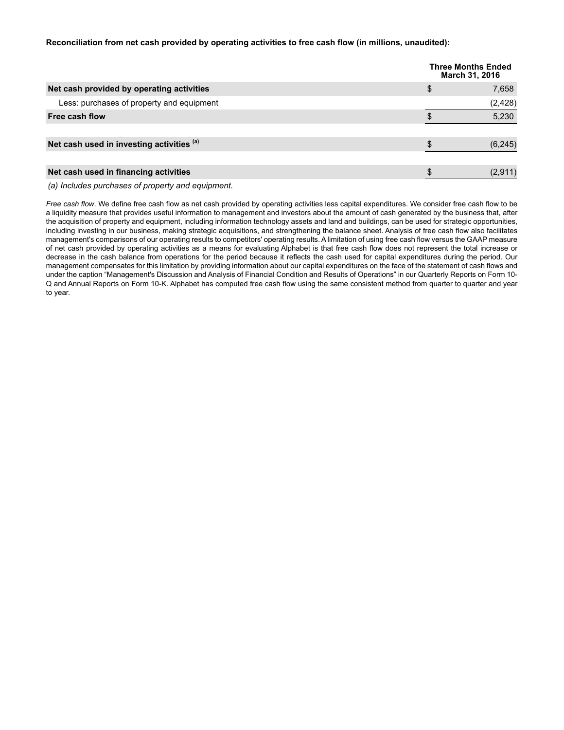**Reconciliation from net cash provided by operating activities to free cash flow (in millions, unaudited):**

| | Three Months Ended March 31, 2016 |
|---|---|
| **Net cash provided by operating activities** | $ 7,658 |
| Less: purchases of property and equipment | (2,428) |
| **Free cash flow** | $ 5,230 |
| | |
| **Net cash used in investing activities** [(a)] | $ (6,245) |
| | |
| **Net cash used in financing activities** | $ (2,911) |

*(a) Includes purchases of property and equipment.*

*Free cash flow*. We define free cash flow as net cash provided by operating activities less capital expenditures. We consider free cash flow to be a liquidity measure that provides useful information to management and investors about the amount of cash generated by the business that, after the acquisition of property and equipment, including information technology assets and land and buildings, can be used for strategic opportunities, including investing in our business, making strategic acquisitions, and strengthening the balance sheet. Analysis of free cash flow also facilitates management's comparisons of our operating results to competitors' operating results. A limitation of using free cash flow versus the GAAP measure of net cash provided by operating activities as a means for evaluating Alphabet is that free cash flow does not represent the total increase or decrease in the cash balance from operations for the period because it reflects the cash used for capital expenditures during the period. Our management compensates for this limitation by providing information about our capital expenditures on the face of the statement of cash flows and under the caption "Management's Discussion and Analysis of Financial Condition and Results of Operations" in our Quarterly Reports on Form 10-Q and Annual Reports on Form 10-K. Alphabet has computed free cash flow using the same consistent method from quarter to quarter and year to year.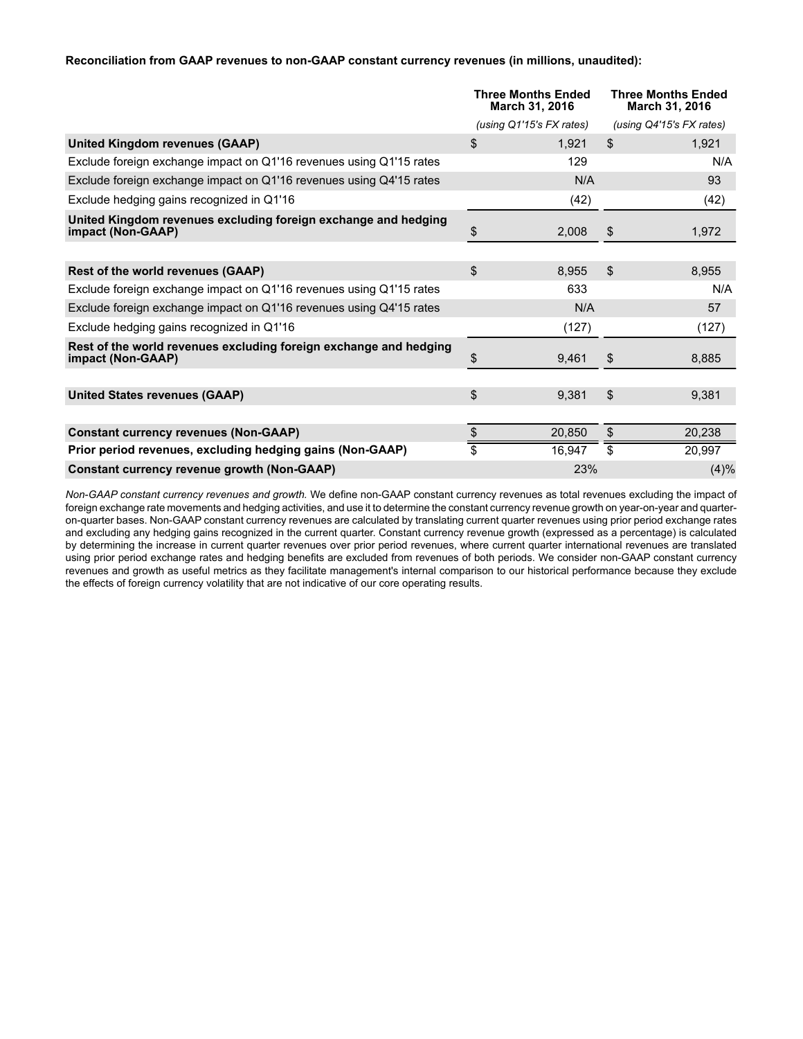**Reconciliation from GAAP revenues to non-GAAP constant currency revenues (in millions, unaudited):**

| | Three Months Ended March 31, 2016 | Three Months Ended March 31, 2016 |
|---|---|---|
| | *(using Q1'15's FX rates)* | *(using Q4'15's FX rates)* |
| **United Kingdom revenues (GAAP)** | $ 1,921 | $ 1,921 |
| Exclude foreign exchange impact on Q1'16 revenues using Q1'15 rates | 129 | N/A |
| Exclude foreign exchange impact on Q1'16 revenues using Q4'15 rates | N/A | 93 |
| Exclude hedging gains recognized in Q1'16 | (42) | (42) |
| **United Kingdom revenues excluding foreign exchange and hedging impact (Non-GAAP)** | $ 2,008 | $ 1,972 |
| | | |
| **Rest of the world revenues (GAAP)** | $ 8,955 | $ 8,955 |
| Exclude foreign exchange impact on Q1'16 revenues using Q1'15 rates | 633 | N/A |
| Exclude foreign exchange impact on Q1'16 revenues using Q4'15 rates | N/A | 57 |
| Exclude hedging gains recognized in Q1'16 | (127) | (127) |
| **Rest of the world revenues excluding foreign exchange and hedging impact (Non-GAAP)** | $ 9,461 | $ 8,885 |
| | | |
| **United States revenues (GAAP)** | $ 9,381 | $ 9,381 |
| | | |
| **Constant currency revenues (Non-GAAP)** | $ 20,850 | $ 20,238 |
| **Prior period revenues, excluding hedging gains (Non-GAAP)** | $ 16,947 | $ 20,997 |
| **Constant currency revenue growth (Non-GAAP)** | 23% | (4)% |

*Non-GAAP constant currency revenues and growth.* We define non-GAAP constant currency revenues as total revenues excluding the impact of foreign exchange rate movements and hedging activities, and use it to determine the constant currency revenue growth on year-on-year and quarter-on-quarter bases. Non-GAAP constant currency revenues are calculated by translating current quarter revenues using prior period exchange rates and excluding any hedging gains recognized in the current quarter. Constant currency revenue growth (expressed as a percentage) is calculated by determining the increase in current quarter revenues over prior period revenues, where current quarter international revenues are translated using prior period exchange rates and hedging benefits are excluded from revenues of both periods. We consider non-GAAP constant currency revenues and growth as useful metrics as they facilitate management's internal comparison to our historical performance because they exclude the effects of foreign currency volatility that are not indicative of our core operating results.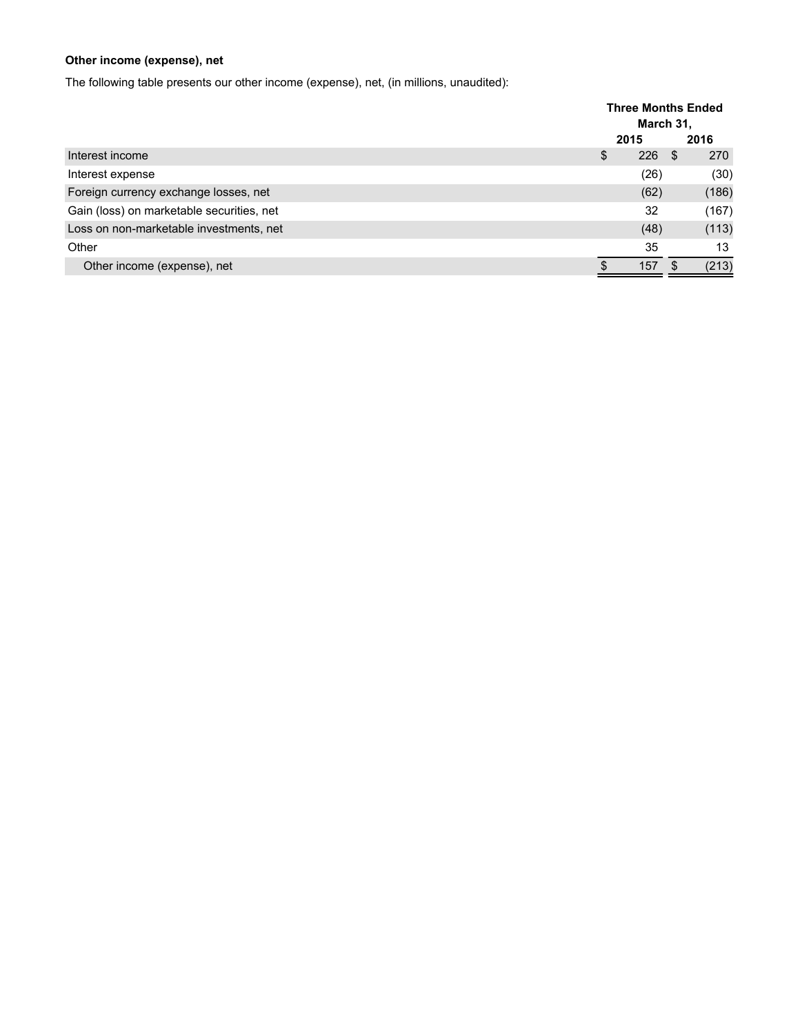**Other income (expense), net**

The following table presents our other income (expense), net, (in millions, unaudited):

| | Three Months Ended March 31, | |
|---|---|---|
| | 2015 | 2016 |
| Interest income | $ 226 | $ 270 |
| Interest expense | (26) | (30) |
| Foreign currency exchange losses, net | (62) | (186) |
| Gain (loss) on marketable securities, net | 32 | (167) |
| Loss on non-marketable investments, net | (48) | (113) |
| Other | 35 | 13 |
| Other income (expense), net | $ 157 | $ (213) |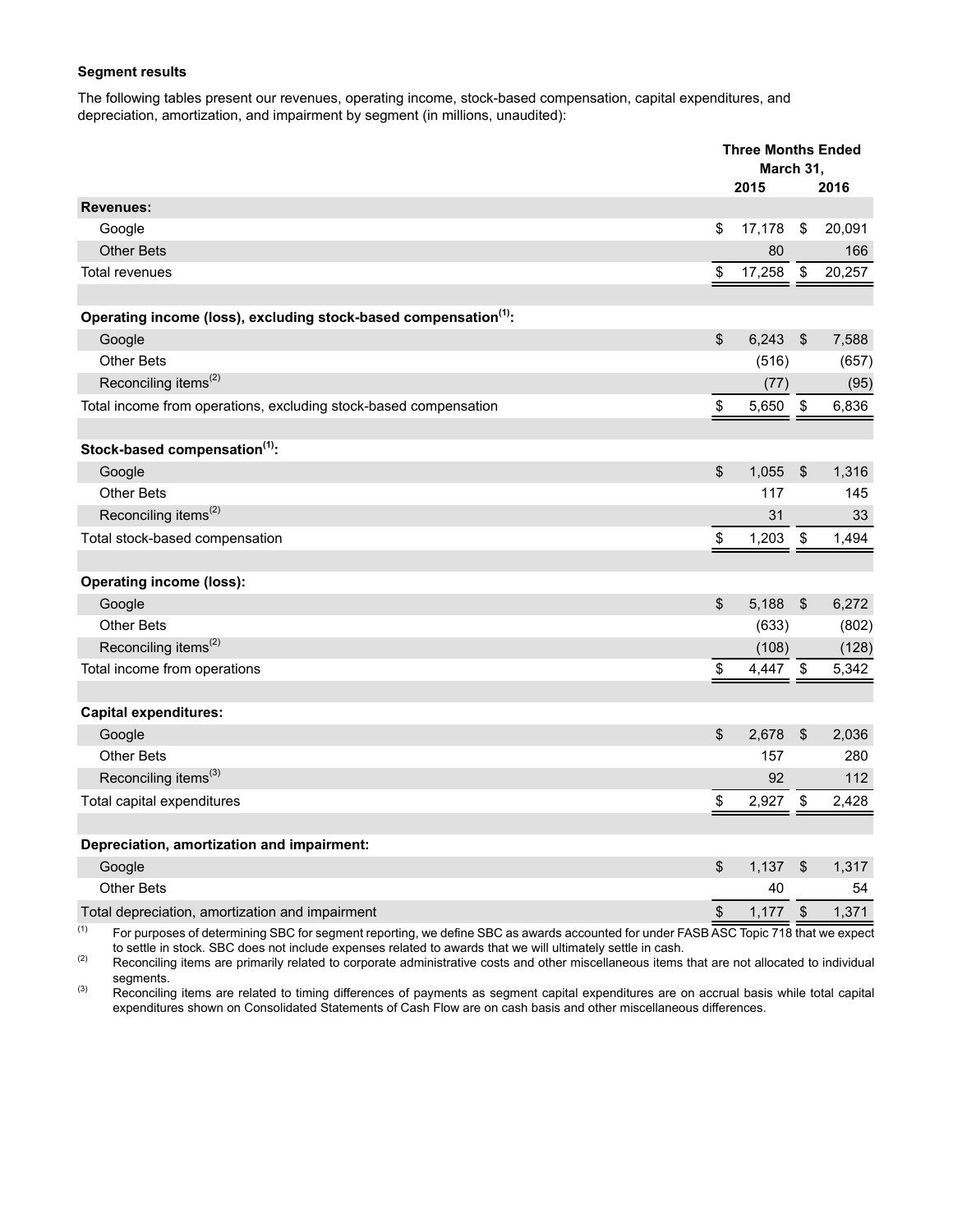**Segment results**

The following tables present our revenues, operating income, stock-based compensation, capital expenditures, and depreciation, amortization, and impairment by segment (in millions, unaudited):

| | Three Months Ended March 31, | |
|---|---|---|
| | 2015 | 2016 |
| **Revenues:** | | |
| Google | $ 17,178 | $ 20,091 |
| Other Bets | 80 | 166 |
| Total revenues | $ 17,258 | $ 20,257 |
| | | |
| **Operating income (loss), excluding stock-based compensation[(1)]:** | | |
| Google | $ 6,243 | $ 7,588 |
| Other Bets | (516) | (657) |
| Reconciling items[(2)] | (77) | (95) |
| Total income from operations, excluding stock-based compensation | $ 5,650 | $ 6,836 |
| | | |
| **Stock-based compensation[(1)]:** | | |
| Google | $ 1,055 | $ 1,316 |
| Other Bets | 117 | 145 |
| Reconciling items[(2)] | 31 | 33 |
| Total stock-based compensation | $ 1,203 | $ 1,494 |
| | | |
| **Operating income (loss):** | | |
| Google | $ 5,188 | $ 6,272 |
| Other Bets | (633) | (802) |
| Reconciling items[(2)] | (108) | (128) |
| Total income from operations | $ 4,447 | $ 5,342 |
| | | |
| **Capital expenditures:** | | |
| Google | $ 2,678 | $ 2,036 |
| Other Bets | 157 | 280 |
| Reconciling items[(3)] | 92 | 112 |
| Total capital expenditures | $ 2,927 | $ 2,428 |
| | | |
| **Depreciation, amortization and impairment:** | | |
| Google | $ 1,137 | $ 1,317 |
| Other Bets | 40 | 54 |
| Total depreciation, amortization and impairment | $ 1,177 | $ 1,371 |

(1) For purposes of determining SBC for segment reporting, we define SBC as awards accounted for under FASB ASC Topic 718 that we expect to settle in stock. SBC does not include expenses related to awards that we will ultimately settle in cash.

(2) Reconciling items are primarily related to corporate administrative costs and other miscellaneous items that are not allocated to individual segments.

(3) Reconciling items are related to timing differences of payments as segment capital expenditures are on accrual basis while total capital expenditures shown on Consolidated Statements of Cash Flow are on cash basis and other miscellaneous differences.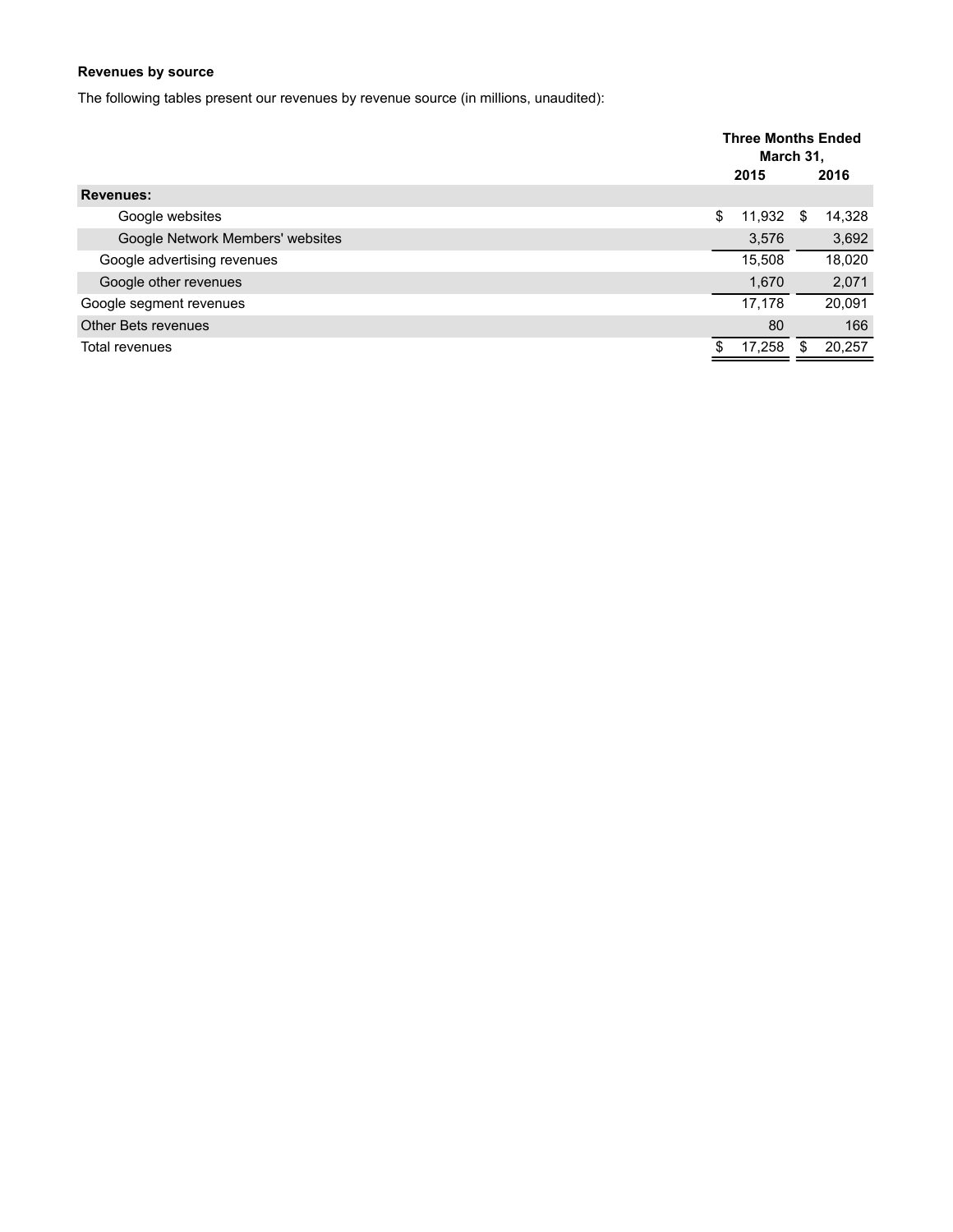**Revenues by source**

The following tables present our revenues by revenue source (in millions, unaudited):

| | Three Months Ended March 31, | |
|---|---|---|
| | 2015 | 2016 |
| **Revenues:** | | |
| Google websites | $ 11,932 | $ 14,328 |
| Google Network Members' websites | 3,576 | 3,692 |
| Google advertising revenues | 15,508 | 18,020 |
| Google other revenues | 1,670 | 2,071 |
| Google segment revenues | 17,178 | 20,091 |
| Other Bets revenues | 80 | 166 |
| Total revenues | $ 17,258 | $ 20,257 |